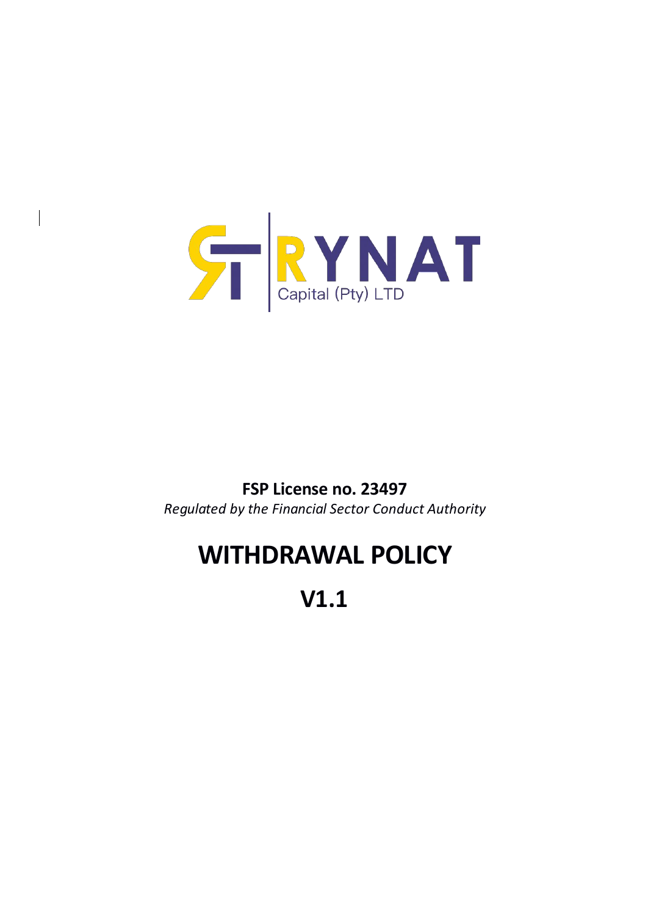RYNAT

Capital (Pty) LTD

**FSP License no. 23497**

*Regulated by the Financial Sector Conduct Authority*

# WITHDRAWAL POLICY

# V1.1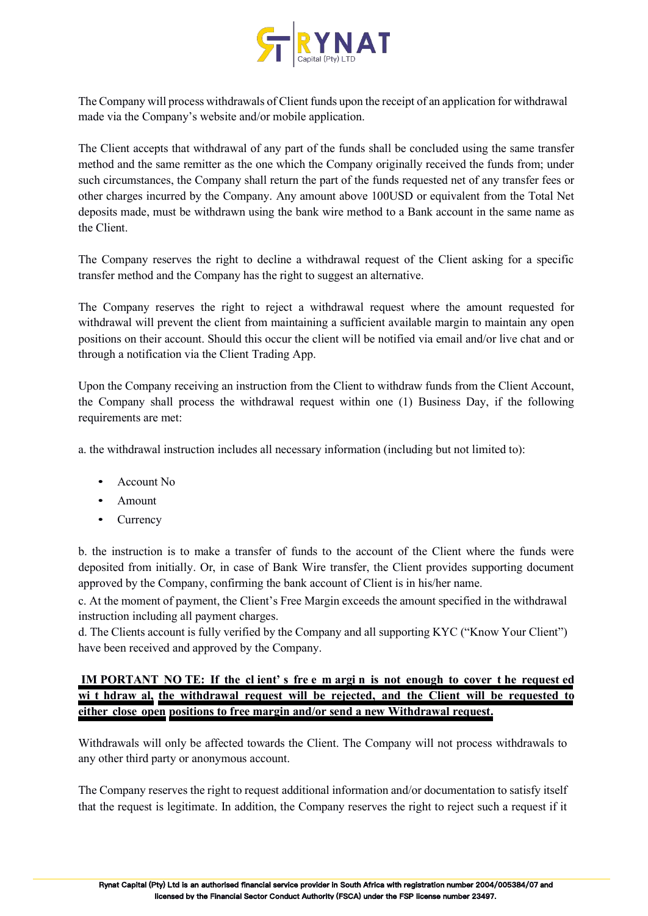The Company will process withdrawals of Client funds upon the receipt of an application for withdrawal made via the Company's website and/or mobile application.

The Client accepts that withdrawal of any part of the funds shall be concluded using the same transfer method and the same remitter as the one which the Company originally received the funds from; under such circumstances, the Company shall return the part of the funds requested net of any transfer fees or other charges incurred by the Company. Any amount above 100USD or equivalent from the Total Net deposits made, must be withdrawn using the bank wire method to a Bank account in the same name as the Client.

The Company reserves the right to decline a withdrawal request of the Client asking for a specific transfer method and the Company has the right to suggest an alternative.

The Company reserves the right to reject a withdrawal request where the amount requested for withdrawal will prevent the client from maintaining a sufficient available margin to maintain any open positions on their account. Should this occur the client will be notified via email and/or live chat and or through a notification via the Client Trading App.

Upon the Company receiving an instruction from the Client to withdraw funds from the Client Account, the Company shall process the withdrawal request within one (1) Business Day, if the following requirements are met:

a. the withdrawal instruction includes all necessary information (including but not limited to):

- Account No
- Amount
- Currency

b. the instruction is to make a transfer of funds to the account of the Client where the funds were deposited from initially. Or, in case of Bank Wire transfer, the Client provides supporting document approved by the Company, confirming the bank account of Client is in his/her name.
c. At the moment of payment, the Client's Free Margin exceeds the amount specified in the withdrawal instruction including all payment charges.
d. The Clients account is fully verified by the Company and all supporting KYC ("Know Your Client") have been received and approved by the Company.

**IMPORTANT NOTE: If the client's free margin is not enough to cover the requested withdrawal, the withdrawal request will be rejected, and the Client will be requested to either close open positions to free margin and/or send a new Withdrawal request.**

Withdrawals will only be affected towards the Client. The Company will not process withdrawals to any other third party or anonymous account.

The Company reserves the right to request additional information and/or documentation to satisfy itself that the request is legitimate. In addition, the Company reserves the right to reject such a request if it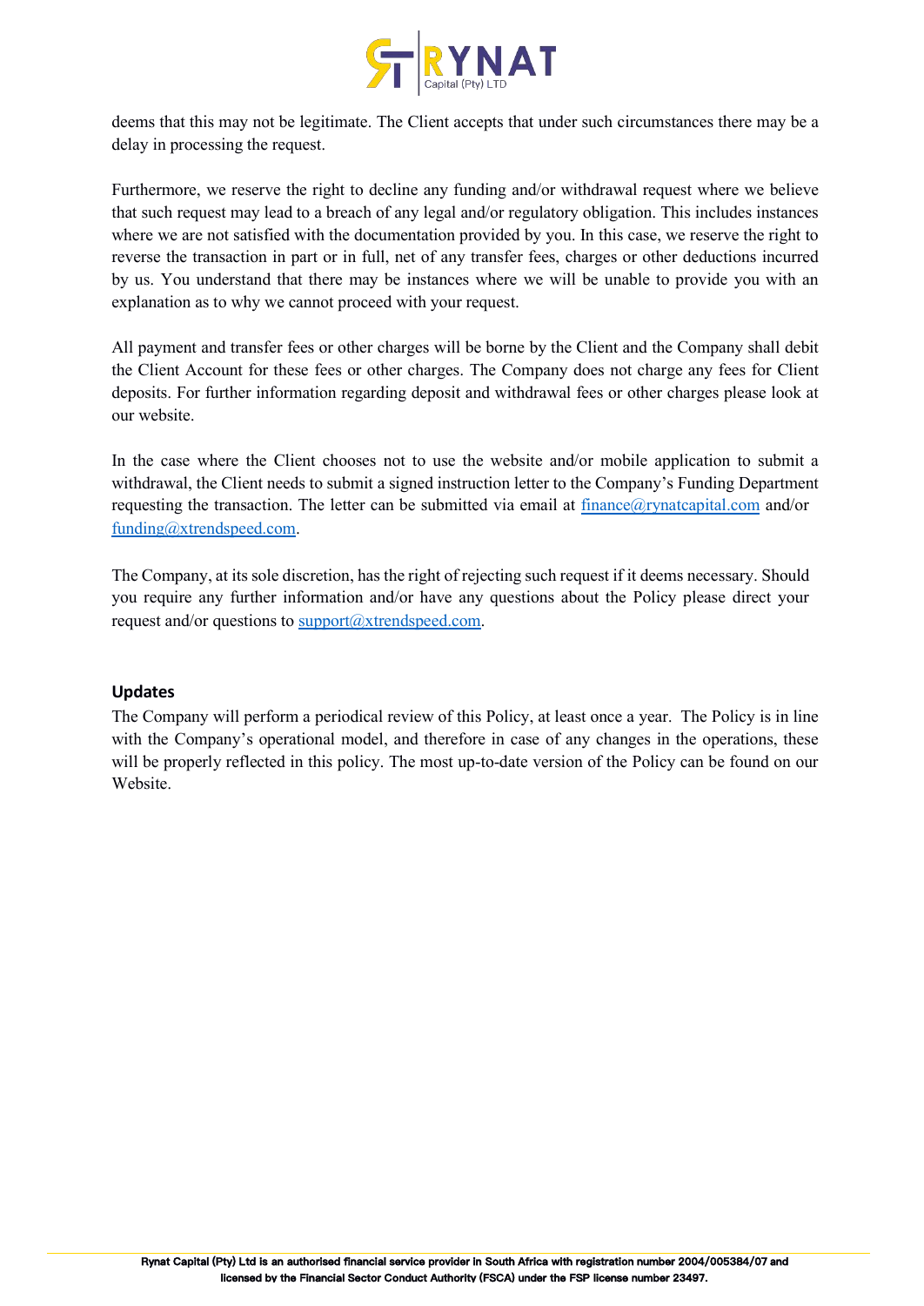deems that this may not be legitimate. The Client accepts that under such circumstances there may be a delay in processing the request.

Furthermore, we reserve the right to decline any funding and/or withdrawal request where we believe that such request may lead to a breach of any legal and/or regulatory obligation. This includes instances where we are not satisfied with the documentation provided by you. In this case, we reserve the right to reverse the transaction in part or in full, net of any transfer fees, charges or other deductions incurred by us. You understand that there may be instances where we will be unable to provide you with an explanation as to why we cannot proceed with your request.

All payment and transfer fees or other charges will be borne by the Client and the Company shall debit the Client Account for these fees or other charges. The Company does not charge any fees for Client deposits. For further information regarding deposit and withdrawal fees or other charges please look at our website.

In the case where the Client chooses not to use the website and/or mobile application to submit a withdrawal, the Client needs to submit a signed instruction letter to the Company's Funding Department requesting the transaction. The letter can be submitted via email at finance@rynatcapital.com and/or funding@xtrendspeed.com.

The Company, at its sole discretion, has the right of rejecting such request if it deems necessary. Should you require any further information and/or have any questions about the Policy please direct your request and/or questions to support@xtrendspeed.com.

## Updates

The Company will perform a periodical review of this Policy, at least once a year. The Policy is in line with the Company's operational model, and therefore in case of any changes in the operations, these will be properly reflected in this policy. The most up-to-date version of the Policy can be found on our Website.